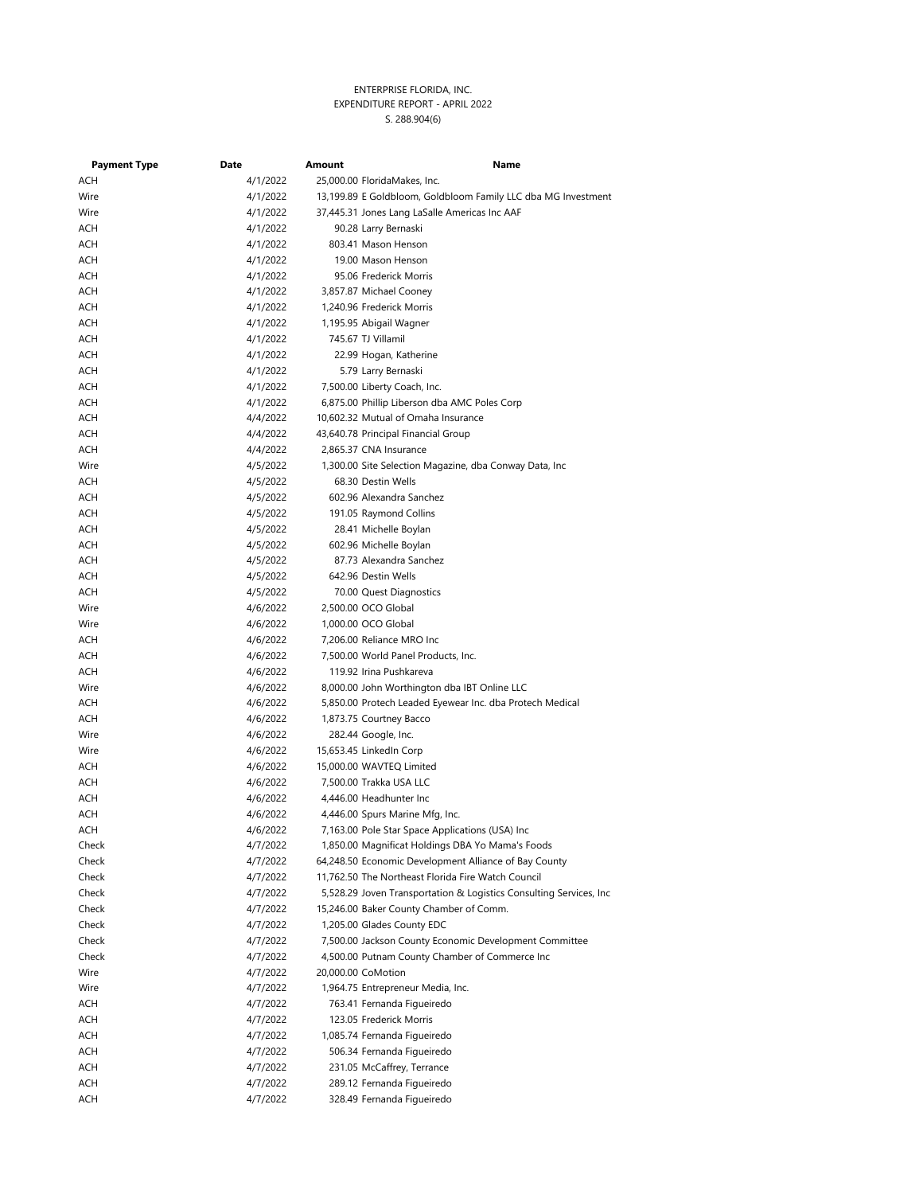ENTERPRISE FLORIDA, INC.
EXPENDITURE REPORT - APRIL 2022
S. 288.904(6)

| Payment Type | Date | Amount | Name |
|---|---|---|---|
| ACH | 4/1/2022 | 25,000.00 | FloridaMakes, Inc. |
| Wire | 4/1/2022 | 13,199.89 | E Goldbloom, Goldbloom Family LLC dba MG Investment |
| Wire | 4/1/2022 | 37,445.31 | Jones Lang LaSalle Americas Inc AAF |
| ACH | 4/1/2022 | 90.28 | Larry Bernaski |
| ACH | 4/1/2022 | 803.41 | Mason Henson |
| ACH | 4/1/2022 | 19.00 | Mason Henson |
| ACH | 4/1/2022 | 95.06 | Frederick Morris |
| ACH | 4/1/2022 | 3,857.87 | Michael Cooney |
| ACH | 4/1/2022 | 1,240.96 | Frederick Morris |
| ACH | 4/1/2022 | 1,195.95 | Abigail Wagner |
| ACH | 4/1/2022 | 745.67 | TJ Villamil |
| ACH | 4/1/2022 | 22.99 | Hogan, Katherine |
| ACH | 4/1/2022 | 5.79 | Larry Bernaski |
| ACH | 4/1/2022 | 7,500.00 | Liberty Coach, Inc. |
| ACH | 4/1/2022 | 6,875.00 | Phillip Liberson dba AMC Poles Corp |
| ACH | 4/4/2022 | 10,602.32 | Mutual of Omaha Insurance |
| ACH | 4/4/2022 | 43,640.78 | Principal Financial Group |
| ACH | 4/4/2022 | 2,865.37 | CNA Insurance |
| Wire | 4/5/2022 | 1,300.00 | Site Selection Magazine, dba Conway Data, Inc |
| ACH | 4/5/2022 | 68.30 | Destin Wells |
| ACH | 4/5/2022 | 602.96 | Alexandra Sanchez |
| ACH | 4/5/2022 | 191.05 | Raymond Collins |
| ACH | 4/5/2022 | 28.41 | Michelle Boylan |
| ACH | 4/5/2022 | 602.96 | Michelle Boylan |
| ACH | 4/5/2022 | 87.73 | Alexandra Sanchez |
| ACH | 4/5/2022 | 642.96 | Destin Wells |
| ACH | 4/5/2022 | 70.00 | Quest Diagnostics |
| Wire | 4/6/2022 | 2,500.00 | OCO Global |
| Wire | 4/6/2022 | 1,000.00 | OCO Global |
| ACH | 4/6/2022 | 7,206.00 | Reliance MRO Inc |
| ACH | 4/6/2022 | 7,500.00 | World Panel Products, Inc. |
| ACH | 4/6/2022 | 119.92 | Irina Pushkareva |
| Wire | 4/6/2022 | 8,000.00 | John Worthington dba IBT Online LLC |
| ACH | 4/6/2022 | 5,850.00 | Protech Leaded Eyewear Inc. dba Protech Medical |
| ACH | 4/6/2022 | 1,873.75 | Courtney Bacco |
| Wire | 4/6/2022 | 282.44 | Google, Inc. |
| Wire | 4/6/2022 | 15,653.45 | LinkedIn Corp |
| ACH | 4/6/2022 | 15,000.00 | WAVTEQ Limited |
| ACH | 4/6/2022 | 7,500.00 | Trakka USA LLC |
| ACH | 4/6/2022 | 4,446.00 | Headhunter Inc |
| ACH | 4/6/2022 | 4,446.00 | Spurs Marine Mfg, Inc. |
| ACH | 4/6/2022 | 7,163.00 | Pole Star Space Applications (USA) Inc |
| Check | 4/7/2022 | 1,850.00 | Magnificat Holdings DBA Yo Mama's Foods |
| Check | 4/7/2022 | 64,248.50 | Economic Development Alliance of Bay County |
| Check | 4/7/2022 | 11,762.50 | The Northeast Florida Fire Watch Council |
| Check | 4/7/2022 | 5,528.29 | Joven Transportation & Logistics Consulting Services, Inc |
| Check | 4/7/2022 | 15,246.00 | Baker County Chamber of Comm. |
| Check | 4/7/2022 | 1,205.00 | Glades County EDC |
| Check | 4/7/2022 | 7,500.00 | Jackson County Economic Development Committee |
| Check | 4/7/2022 | 4,500.00 | Putnam County Chamber of Commerce Inc |
| Wire | 4/7/2022 | 20,000.00 | CoMotion |
| Wire | 4/7/2022 | 1,964.75 | Entrepreneur Media, Inc. |
| ACH | 4/7/2022 | 763.41 | Fernanda Figueiredo |
| ACH | 4/7/2022 | 123.05 | Frederick Morris |
| ACH | 4/7/2022 | 1,085.74 | Fernanda Figueiredo |
| ACH | 4/7/2022 | 506.34 | Fernanda Figueiredo |
| ACH | 4/7/2022 | 231.05 | McCaffrey, Terrance |
| ACH | 4/7/2022 | 289.12 | Fernanda Figueiredo |
| ACH | 4/7/2022 | 328.49 | Fernanda Figueiredo |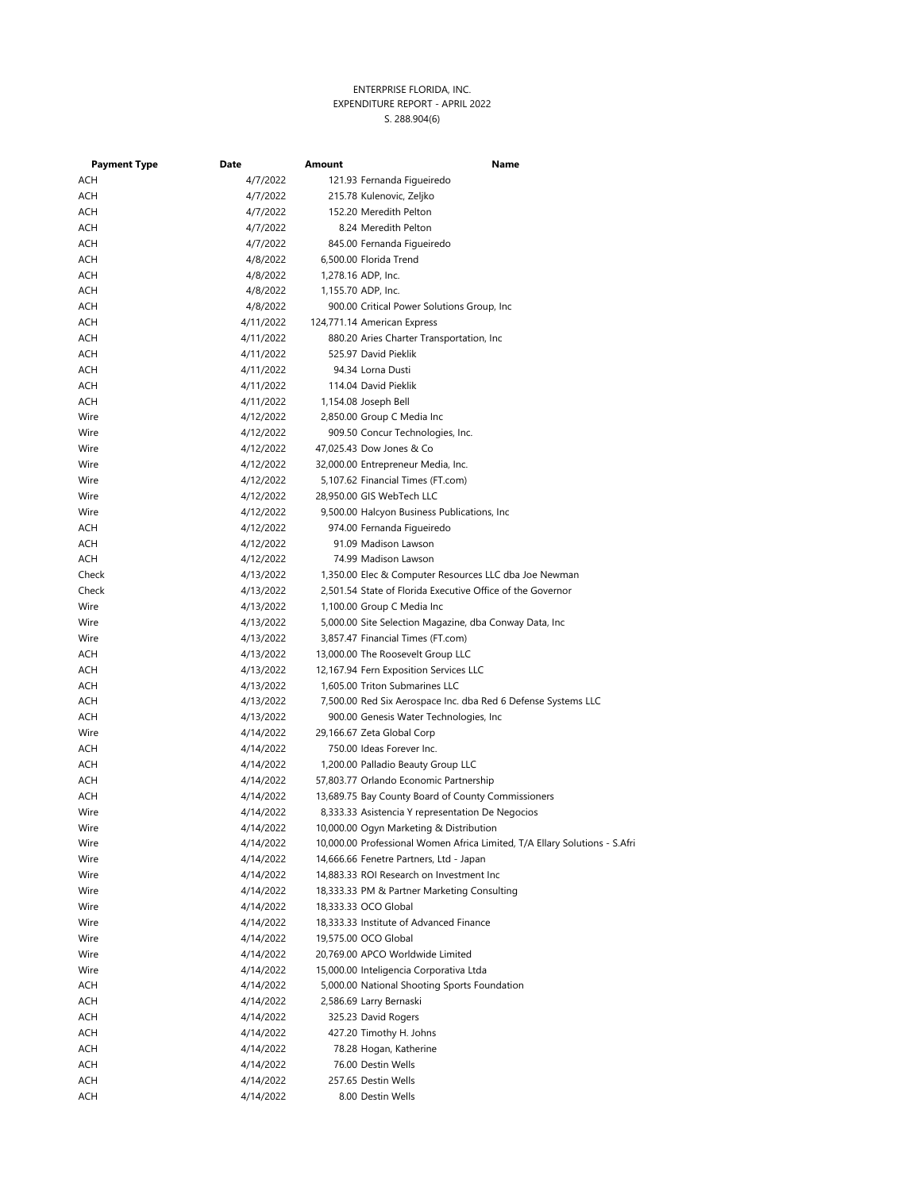ENTERPRISE FLORIDA, INC.
EXPENDITURE REPORT - APRIL 2022
S. 288.904(6)

| Payment Type | Date | Amount | Name |
|---|---|---|---|
| ACH | 4/7/2022 | 121.93 | Fernanda Figueiredo |
| ACH | 4/7/2022 | 215.78 | Kulenovic, Zeljko |
| ACH | 4/7/2022 | 152.20 | Meredith Pelton |
| ACH | 4/7/2022 | 8.24 | Meredith Pelton |
| ACH | 4/7/2022 | 845.00 | Fernanda Figueiredo |
| ACH | 4/8/2022 | 6,500.00 | Florida Trend |
| ACH | 4/8/2022 | 1,278.16 | ADP, Inc. |
| ACH | 4/8/2022 | 1,155.70 | ADP, Inc. |
| ACH | 4/8/2022 | 900.00 | Critical Power Solutions Group, Inc |
| ACH | 4/11/2022 | 124,771.14 | American Express |
| ACH | 4/11/2022 | 880.20 | Aries Charter Transportation, Inc |
| ACH | 4/11/2022 | 525.97 | David Pieklik |
| ACH | 4/11/2022 | 94.34 | Lorna Dusti |
| ACH | 4/11/2022 | 114.04 | David Pieklik |
| ACH | 4/11/2022 | 1,154.08 | Joseph Bell |
| Wire | 4/12/2022 | 2,850.00 | Group C Media Inc |
| Wire | 4/12/2022 | 909.50 | Concur Technologies, Inc. |
| Wire | 4/12/2022 | 47,025.43 | Dow Jones & Co |
| Wire | 4/12/2022 | 32,000.00 | Entrepreneur Media, Inc. |
| Wire | 4/12/2022 | 5,107.62 | Financial Times (FT.com) |
| Wire | 4/12/2022 | 28,950.00 | GIS WebTech LLC |
| Wire | 4/12/2022 | 9,500.00 | Halcyon Business Publications, Inc |
| ACH | 4/12/2022 | 974.00 | Fernanda Figueiredo |
| ACH | 4/12/2022 | 91.09 | Madison Lawson |
| ACH | 4/12/2022 | 74.99 | Madison Lawson |
| Check | 4/13/2022 | 1,350.00 | Elec & Computer Resources LLC dba Joe Newman |
| Check | 4/13/2022 | 2,501.54 | State of Florida Executive Office of the Governor |
| Wire | 4/13/2022 | 1,100.00 | Group C Media Inc |
| Wire | 4/13/2022 | 5,000.00 | Site Selection Magazine, dba Conway Data, Inc |
| Wire | 4/13/2022 | 3,857.47 | Financial Times (FT.com) |
| ACH | 4/13/2022 | 13,000.00 | The Roosevelt Group LLC |
| ACH | 4/13/2022 | 12,167.94 | Fern Exposition Services LLC |
| ACH | 4/13/2022 | 1,605.00 | Triton Submarines LLC |
| ACH | 4/13/2022 | 7,500.00 | Red Six Aerospace Inc. dba Red 6 Defense Systems LLC |
| ACH | 4/13/2022 | 900.00 | Genesis Water Technologies, Inc |
| Wire | 4/14/2022 | 29,166.67 | Zeta Global Corp |
| ACH | 4/14/2022 | 750.00 | Ideas Forever Inc. |
| ACH | 4/14/2022 | 1,200.00 | Palladio Beauty Group LLC |
| ACH | 4/14/2022 | 57,803.77 | Orlando Economic Partnership |
| ACH | 4/14/2022 | 13,689.75 | Bay County Board of County Commissioners |
| Wire | 4/14/2022 | 8,333.33 | Asistencia Y representation De Negocios |
| Wire | 4/14/2022 | 10,000.00 | Ogyn Marketing & Distribution |
| Wire | 4/14/2022 | 10,000.00 | Professional Women Africa Limited, T/A Ellary Solutions - S.Afri |
| Wire | 4/14/2022 | 14,666.66 | Fenetre Partners, Ltd - Japan |
| Wire | 4/14/2022 | 14,883.33 | ROI Research on Investment Inc |
| Wire | 4/14/2022 | 18,333.33 | PM & Partner Marketing Consulting |
| Wire | 4/14/2022 | 18,333.33 | OCO Global |
| Wire | 4/14/2022 | 18,333.33 | Institute of Advanced Finance |
| Wire | 4/14/2022 | 19,575.00 | OCO Global |
| Wire | 4/14/2022 | 20,769.00 | APCO Worldwide Limited |
| Wire | 4/14/2022 | 15,000.00 | Inteligencia Corporativa Ltda |
| ACH | 4/14/2022 | 5,000.00 | National Shooting Sports Foundation |
| ACH | 4/14/2022 | 2,586.69 | Larry Bernaski |
| ACH | 4/14/2022 | 325.23 | David Rogers |
| ACH | 4/14/2022 | 427.20 | Timothy H. Johns |
| ACH | 4/14/2022 | 78.28 | Hogan, Katherine |
| ACH | 4/14/2022 | 76.00 | Destin Wells |
| ACH | 4/14/2022 | 257.65 | Destin Wells |
| ACH | 4/14/2022 | 8.00 | Destin Wells |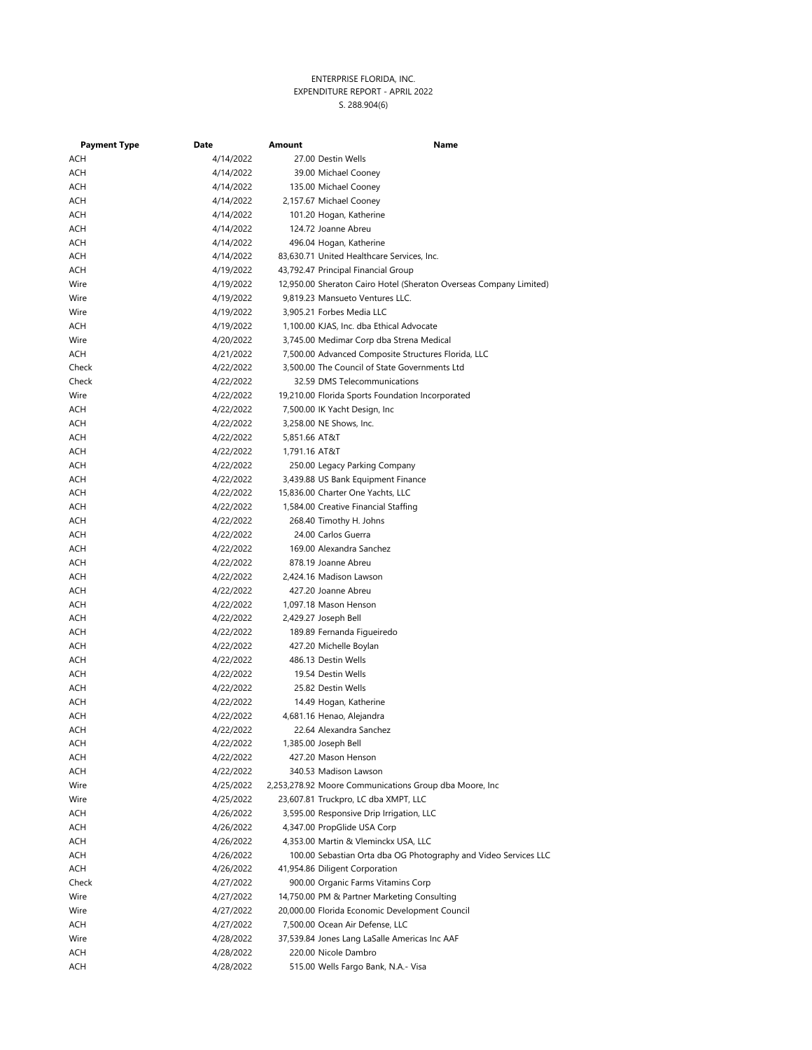ENTERPRISE FLORIDA, INC.
EXPENDITURE REPORT - APRIL 2022
S. 288.904(6)

| Payment Type | Date | Amount | Name |
|---|---|---|---|
| ACH | 4/14/2022 | 27.00 | Destin Wells |
| ACH | 4/14/2022 | 39.00 | Michael Cooney |
| ACH | 4/14/2022 | 135.00 | Michael Cooney |
| ACH | 4/14/2022 | 2,157.67 | Michael Cooney |
| ACH | 4/14/2022 | 101.20 | Hogan, Katherine |
| ACH | 4/14/2022 | 124.72 | Joanne Abreu |
| ACH | 4/14/2022 | 496.04 | Hogan, Katherine |
| ACH | 4/14/2022 | 83,630.71 | United Healthcare Services, Inc. |
| ACH | 4/19/2022 | 43,792.47 | Principal Financial Group |
| Wire | 4/19/2022 | 12,950.00 | Sheraton Cairo Hotel (Sheraton Overseas Company Limited) |
| Wire | 4/19/2022 | 9,819.23 | Mansueto Ventures LLC. |
| Wire | 4/19/2022 | 3,905.21 | Forbes Media LLC |
| ACH | 4/19/2022 | 1,100.00 | KJAS, Inc. dba Ethical Advocate |
| Wire | 4/20/2022 | 3,745.00 | Medimar Corp dba Strena Medical |
| ACH | 4/21/2022 | 7,500.00 | Advanced Composite Structures Florida, LLC |
| Check | 4/22/2022 | 3,500.00 | The Council of State Governments Ltd |
| Check | 4/22/2022 | 32.59 | DMS Telecommunications |
| Wire | 4/22/2022 | 19,210.00 | Florida Sports Foundation Incorporated |
| ACH | 4/22/2022 | 7,500.00 | IK Yacht Design, Inc |
| ACH | 4/22/2022 | 3,258.00 | NE Shows, Inc. |
| ACH | 4/22/2022 | 5,851.66 | AT&T |
| ACH | 4/22/2022 | 1,791.16 | AT&T |
| ACH | 4/22/2022 | 250.00 | Legacy Parking Company |
| ACH | 4/22/2022 | 3,439.88 | US Bank Equipment Finance |
| ACH | 4/22/2022 | 15,836.00 | Charter One Yachts, LLC |
| ACH | 4/22/2022 | 1,584.00 | Creative Financial Staffing |
| ACH | 4/22/2022 | 268.40 | Timothy H. Johns |
| ACH | 4/22/2022 | 24.00 | Carlos Guerra |
| ACH | 4/22/2022 | 169.00 | Alexandra Sanchez |
| ACH | 4/22/2022 | 878.19 | Joanne Abreu |
| ACH | 4/22/2022 | 2,424.16 | Madison Lawson |
| ACH | 4/22/2022 | 427.20 | Joanne Abreu |
| ACH | 4/22/2022 | 1,097.18 | Mason Henson |
| ACH | 4/22/2022 | 2,429.27 | Joseph Bell |
| ACH | 4/22/2022 | 189.89 | Fernanda Figueiredo |
| ACH | 4/22/2022 | 427.20 | Michelle Boylan |
| ACH | 4/22/2022 | 486.13 | Destin Wells |
| ACH | 4/22/2022 | 19.54 | Destin Wells |
| ACH | 4/22/2022 | 25.82 | Destin Wells |
| ACH | 4/22/2022 | 14.49 | Hogan, Katherine |
| ACH | 4/22/2022 | 4,681.16 | Henao, Alejandra |
| ACH | 4/22/2022 | 22.64 | Alexandra Sanchez |
| ACH | 4/22/2022 | 1,385.00 | Joseph Bell |
| ACH | 4/22/2022 | 427.20 | Mason Henson |
| ACH | 4/22/2022 | 340.53 | Madison Lawson |
| Wire | 4/25/2022 | 2,253,278.92 | Moore Communications Group dba Moore, Inc |
| Wire | 4/25/2022 | 23,607.81 | Truckpro, LC dba XMPT, LLC |
| ACH | 4/26/2022 | 3,595.00 | Responsive Drip Irrigation, LLC |
| ACH | 4/26/2022 | 4,347.00 | PropGlide USA Corp |
| ACH | 4/26/2022 | 4,353.00 | Martin & Vleminckx USA, LLC |
| ACH | 4/26/2022 | 100.00 | Sebastian Orta dba OG Photography and Video Services LLC |
| ACH | 4/26/2022 | 41,954.86 | Diligent Corporation |
| Check | 4/27/2022 | 900.00 | Organic Farms Vitamins Corp |
| Wire | 4/27/2022 | 14,750.00 | PM & Partner Marketing Consulting |
| Wire | 4/27/2022 | 20,000.00 | Florida Economic Development Council |
| ACH | 4/27/2022 | 7,500.00 | Ocean Air Defense, LLC |
| Wire | 4/28/2022 | 37,539.84 | Jones Lang LaSalle Americas Inc AAF |
| ACH | 4/28/2022 | 220.00 | Nicole Dambro |
| ACH | 4/28/2022 | 515.00 | Wells Fargo Bank, N.A.- Visa |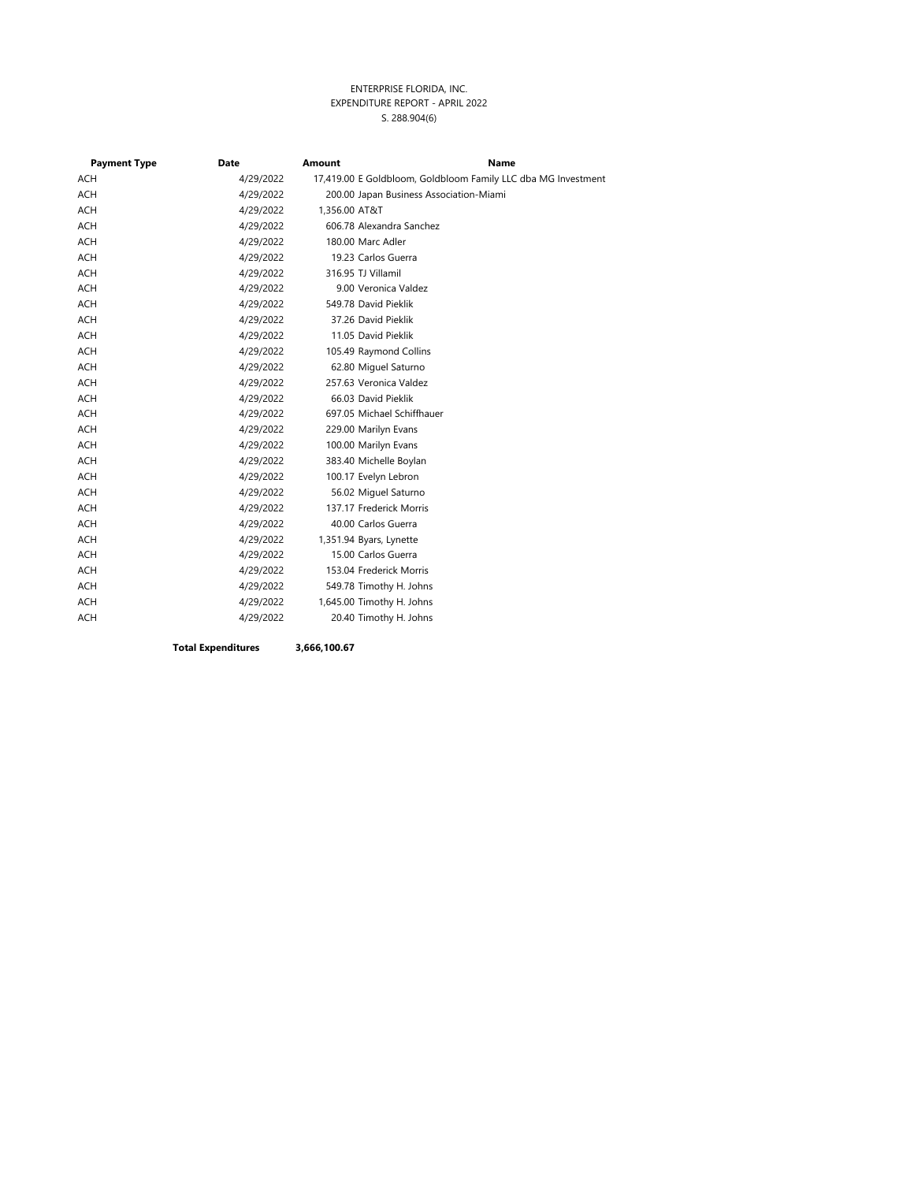ENTERPRISE FLORIDA, INC.
EXPENDITURE REPORT - APRIL 2022
S. 288.904(6)

| Payment Type | Date | Amount | Name |
|---|---|---|---|
| ACH | 4/29/2022 | 17,419.00 | E Goldbloom, Goldbloom Family LLC dba MG Investment |
| ACH | 4/29/2022 | 200.00 | Japan Business Association-Miami |
| ACH | 4/29/2022 | 1,356.00 | AT&T |
| ACH | 4/29/2022 | 606.78 | Alexandra Sanchez |
| ACH | 4/29/2022 | 180.00 | Marc Adler |
| ACH | 4/29/2022 | 19.23 | Carlos Guerra |
| ACH | 4/29/2022 | 316.95 | TJ Villamil |
| ACH | 4/29/2022 | 9.00 | Veronica Valdez |
| ACH | 4/29/2022 | 549.78 | David Pieklik |
| ACH | 4/29/2022 | 37.26 | David Pieklik |
| ACH | 4/29/2022 | 11.05 | David Pieklik |
| ACH | 4/29/2022 | 105.49 | Raymond Collins |
| ACH | 4/29/2022 | 62.80 | Miguel Saturno |
| ACH | 4/29/2022 | 257.63 | Veronica Valdez |
| ACH | 4/29/2022 | 66.03 | David Pieklik |
| ACH | 4/29/2022 | 697.05 | Michael Schiffhauer |
| ACH | 4/29/2022 | 229.00 | Marilyn Evans |
| ACH | 4/29/2022 | 100.00 | Marilyn Evans |
| ACH | 4/29/2022 | 383.40 | Michelle Boylan |
| ACH | 4/29/2022 | 100.17 | Evelyn Lebron |
| ACH | 4/29/2022 | 56.02 | Miguel Saturno |
| ACH | 4/29/2022 | 137.17 | Frederick Morris |
| ACH | 4/29/2022 | 40.00 | Carlos Guerra |
| ACH | 4/29/2022 | 1,351.94 | Byars, Lynette |
| ACH | 4/29/2022 | 15.00 | Carlos Guerra |
| ACH | 4/29/2022 | 153.04 | Frederick Morris |
| ACH | 4/29/2022 | 549.78 | Timothy H. Johns |
| ACH | 4/29/2022 | 1,645.00 | Timothy H. Johns |
| ACH | 4/29/2022 | 20.40 | Timothy H. Johns |

**Total Expenditures** **3,666,100.67**